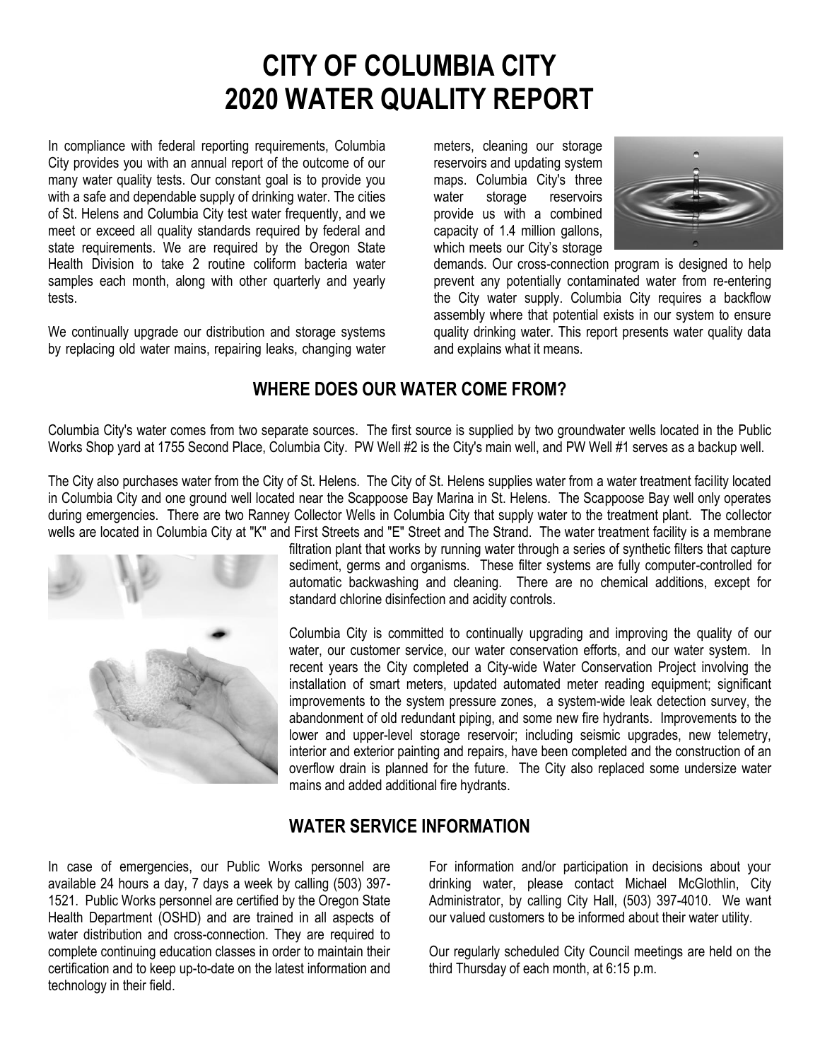# CITY OF COLUMBIA CITY
# 2020 WATER QUALITY REPORT

In compliance with federal reporting requirements, Columbia City provides you with an annual report of the outcome of our many water quality tests. Our constant goal is to provide you with a safe and dependable supply of drinking water. The cities of St. Helens and Columbia City test water frequently, and we meet or exceed all quality standards required by federal and state requirements. We are required by the Oregon State Health Division to take 2 routine coliform bacteria water samples each month, along with other quarterly and yearly tests.

We continually upgrade our distribution and storage systems by replacing old water mains, repairing leaks, changing water meters, cleaning our storage reservoirs and updating system maps. Columbia City's three water storage reservoirs provide us with a combined capacity of 1.4 million gallons, which meets our City's storage demands. Our cross-connection program is designed to help prevent any potentially contaminated water from re-entering the City water supply. Columbia City requires a backflow assembly where that potential exists in our system to ensure quality drinking water. This report presents water quality data and explains what it means.

## WHERE DOES OUR WATER COME FROM?

Columbia City's water comes from two separate sources. The first source is supplied by two groundwater wells located in the Public Works Shop yard at 1755 Second Place, Columbia City. PW Well #2 is the City's main well, and PW Well #1 serves as a backup well.

The City also purchases water from the City of St. Helens. The City of St. Helens supplies water from a water treatment facility located in Columbia City and one ground well located near the Scappoose Bay Marina in St. Helens. The Scappoose Bay well only operates during emergencies. There are two Ranney Collector Wells in Columbia City that supply water to the treatment plant. The collector wells are located in Columbia City at "K" and First Streets and "E" Street and The Strand. The water treatment facility is a membrane filtration plant that works by running water through a series of synthetic filters that capture sediment, germs and organisms. These filter systems are fully computer-controlled for automatic backwashing and cleaning. There are no chemical additions, except for standard chlorine disinfection and acidity controls.

Columbia City is committed to continually upgrading and improving the quality of our water, our customer service, our water conservation efforts, and our water system. In recent years the City completed a City-wide Water Conservation Project involving the installation of smart meters, updated automated meter reading equipment; significant improvements to the system pressure zones, a system-wide leak detection survey, the abandonment of old redundant piping, and some new fire hydrants. Improvements to the lower and upper-level storage reservoir; including seismic upgrades, new telemetry, interior and exterior painting and repairs, have been completed and the construction of an overflow drain is planned for the future. The City also replaced some undersize water mains and added additional fire hydrants.

## WATER SERVICE INFORMATION

In case of emergencies, our Public Works personnel are available 24 hours a day, 7 days a week by calling (503) 397-1521. Public Works personnel are certified by the Oregon State Health Department (OSHD) and are trained in all aspects of water distribution and cross-connection. They are required to complete continuing education classes in order to maintain their certification and to keep up-to-date on the latest information and technology in their field.

For information and/or participation in decisions about your drinking water, please contact Michael McGlothlin, City Administrator, by calling City Hall, (503) 397-4010. We want our valued customers to be informed about their water utility.

Our regularly scheduled City Council meetings are held on the third Thursday of each month, at 6:15 p.m.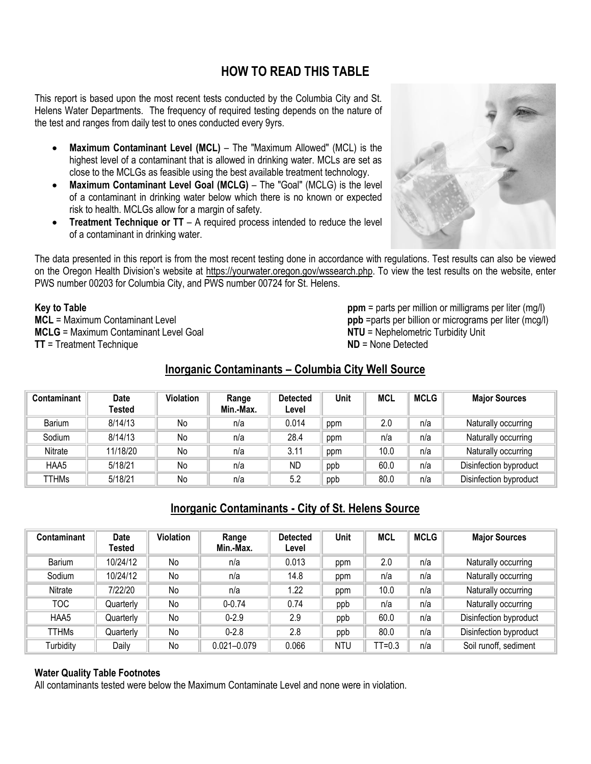# HOW TO READ THIS TABLE

This report is based upon the most recent tests conducted by the Columbia City and St. Helens Water Departments. The frequency of required testing depends on the nature of the test and ranges from daily test to ones conducted every 9yrs.

- **Maximum Contaminant Level (MCL)** – The "Maximum Allowed" (MCL) is the highest level of a contaminant that is allowed in drinking water. MCLs are set as close to the MCLGs as feasible using the best available treatment technology.
- **Maximum Contaminant Level Goal (MCLG)** – The "Goal" (MCLG) is the level of a contaminant in drinking water below which there is no known or expected risk to health. MCLGs allow for a margin of safety.
- **Treatment Technique or TT** – A required process intended to reduce the level of a contaminant in drinking water.

The data presented in this report is from the most recent testing done in accordance with regulations. Test results can also be viewed on the Oregon Health Division's website at https://yourwater.oregon.gov/wssearch.php. To view the test results on the website, enter PWS number 00203 for Columbia City, and PWS number 00724 for St. Helens.

**Key to Table**
**MCL** = Maximum Contaminant Level
**MCLG** = Maximum Contaminant Level Goal
**TT** = Treatment Technique

**ppm** = parts per million or milligrams per liter (mg/l)
**ppb** =parts per billion or micrograms per liter (mcg/l)
**NTU** = Nephelometric Turbidity Unit
**ND** = None Detected

## Inorganic Contaminants – Columbia City Well Source

| Contaminant | Date Tested | Violation | Range Min.-Max. | Detected Level | Unit | MCL | MCLG | Major Sources |
|---|---|---|---|---|---|---|---|---|
| Barium | 8/14/13 | No | n/a | 0.014 | ppm | 2.0 | n/a | Naturally occurring |
| Sodium | 8/14/13 | No | n/a | 28.4 | ppm | n/a | n/a | Naturally occurring |
| Nitrate | 11/18/20 | No | n/a | 3.11 | ppm | 10.0 | n/a | Naturally occurring |
| HAA5 | 5/18/21 | No | n/a | ND | ppb | 60.0 | n/a | Disinfection byproduct |
| TTHMs | 5/18/21 | No | n/a | 5.2 | ppb | 80.0 | n/a | Disinfection byproduct |

## Inorganic Contaminants - City of St. Helens Source

| Contaminant | Date Tested | Violation | Range Min.-Max. | Detected Level | Unit | MCL | MCLG | Major Sources |
|---|---|---|---|---|---|---|---|---|
| Barium | 10/24/12 | No | n/a | 0.013 | ppm | 2.0 | n/a | Naturally occurring |
| Sodium | 10/24/12 | No | n/a | 14.8 | ppm | n/a | n/a | Naturally occurring |
| Nitrate | 7/22/20 | No | n/a | 1.22 | ppm | 10.0 | n/a | Naturally occurring |
| TOC | Quarterly | No | 0-0.74 | 0.74 | ppb | n/a | n/a | Naturally occurring |
| HAA5 | Quarterly | No | 0-2.9 | 2.9 | ppb | 60.0 | n/a | Disinfection byproduct |
| TTHMs | Quarterly | No | 0-2.8 | 2.8 | ppb | 80.0 | n/a | Disinfection byproduct |
| Turbidity | Daily | No | 0.021–0.079 | 0.066 | NTU | TT=0.3 | n/a | Soil runoff, sediment |

**Water Quality Table Footnotes**
All contaminants tested were below the Maximum Contaminate Level and none were in violation.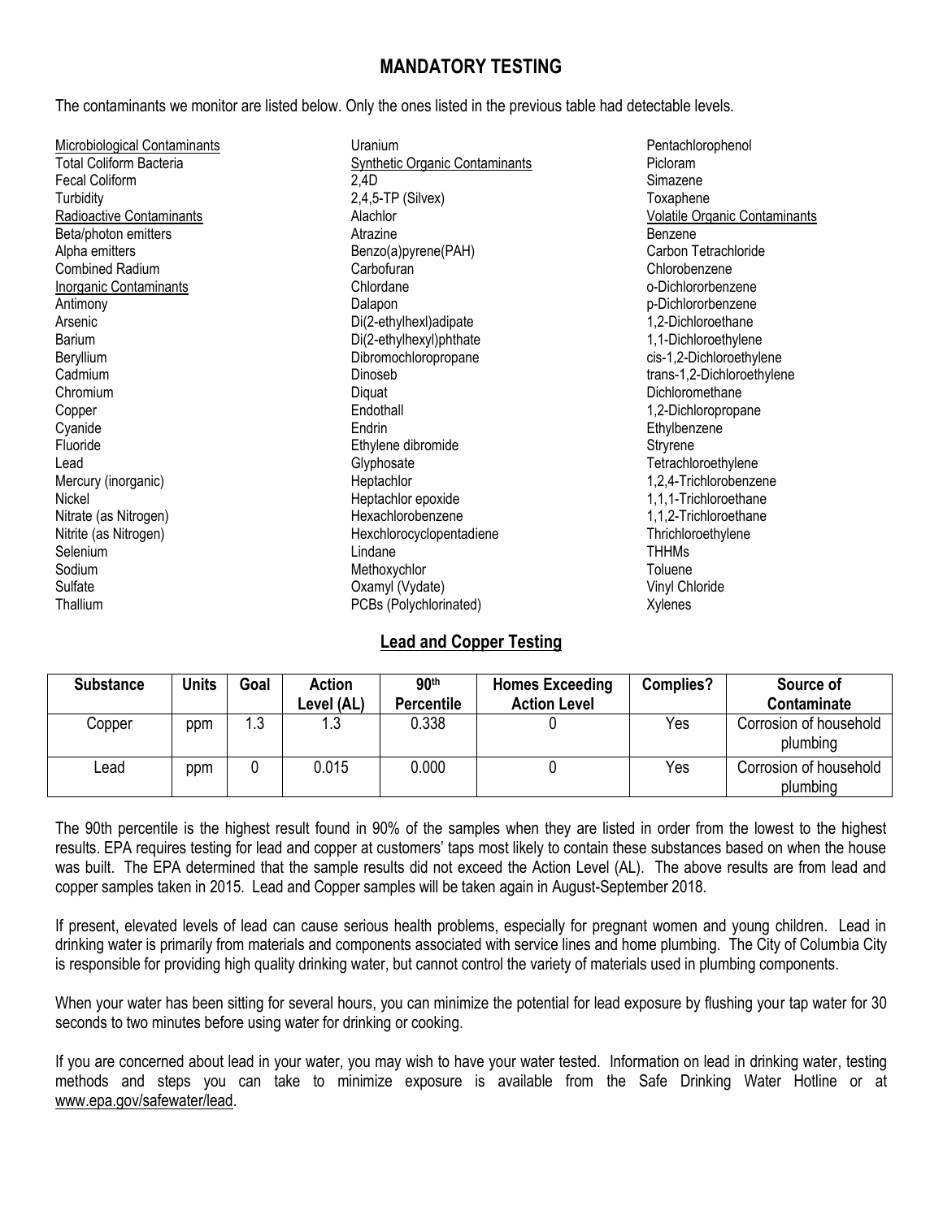## MANDATORY TESTING

The contaminants we monitor are listed below. Only the ones listed in the previous table had detectable levels.

<u>Microbiological Contaminants</u>
Total Coliform Bacteria
Fecal Coliform
Turbidity

<u>Radioactive Contaminants</u>
Beta/photon emitters
Alpha emitters
Combined Radium

<u>Inorganic Contaminants</u>
Antimony
Arsenic
Barium
Beryllium
Cadmium
Chromium
Copper
Cyanide
Fluoride
Lead
Mercury (inorganic)
Nickel
Nitrate (as Nitrogen)
Nitrite (as Nitrogen)
Selenium
Sodium
Sulfate
Thallium
Uranium

<u>Synthetic Organic Contaminants</u>
2,4D
2,4,5-TP (Silvex)
Alachlor
Atrazine
Benzo(a)pyrene(PAH)
Carbofuran
Chlordane
Dalapon
Di(2-ethylhexl)adipate
Di(2-ethylhexyl)phthate
Dibromochloropropane
Dinoseb
Diquat
Endothall
Endrin
Ethylene dibromide
Glyphosate
Heptachlor
Heptachlor epoxide
Hexachlorobenzene
Hexchlorocyclopentadiene
Lindane
Methoxychlor
Oxamyl (Vydate)
PCBs (Polychlorinated)
Pentachlorophenol
Picloram
Simazene
Toxaphene

<u>Volatile Organic Contaminants</u>
Benzene
Carbon Tetrachloride
Chlorobenzene
o-Dichlororbenzene
p-Dichlororbenzene
1,2-Dichloroethane
1,1-Dichloroethylene
cis-1,2-Dichloroethylene
trans-1,2-Dichloroethylene
Dichloromethane
1,2-Dichloropropane
Ethylbenzene
Stryrene
Tetrachloroethylene
1,2,4-Trichlorobenzene
1,1,1-Trichloroethane
1,1,2-Trichloroethane
Thrichloroethylene
THHMs
Toluene
Vinyl Chloride
Xylenes

## Lead and Copper Testing

| Substance | Units | Goal | Action Level (AL) | 90th Percentile | Homes Exceeding Action Level | Complies? | Source of Contaminate |
|---|---|---|---|---|---|---|---|
| Copper | ppm | 1.3 | 1.3 | 0.338 | 0 | Yes | Corrosion of household plumbing |
| Lead | ppm | 0 | 0.015 | 0.000 | 0 | Yes | Corrosion of household plumbing |

The 90th percentile is the highest result found in 90% of the samples when they are listed in order from the lowest to the highest results. EPA requires testing for lead and copper at customers' taps most likely to contain these substances based on when the house was built. The EPA determined that the sample results did not exceed the Action Level (AL). The above results are from lead and copper samples taken in 2015. Lead and Copper samples will be taken again in August-September 2018.

If present, elevated levels of lead can cause serious health problems, especially for pregnant women and young children. Lead in drinking water is primarily from materials and components associated with service lines and home plumbing. The City of Columbia City is responsible for providing high quality drinking water, but cannot control the variety of materials used in plumbing components.

When your water has been sitting for several hours, you can minimize the potential for lead exposure by flushing your tap water for 30 seconds to two minutes before using water for drinking or cooking.

If you are concerned about lead in your water, you may wish to have your water tested. Information on lead in drinking water, testing methods and steps you can take to minimize exposure is available from the Safe Drinking Water Hotline or at www.epa.gov/safewater/lead.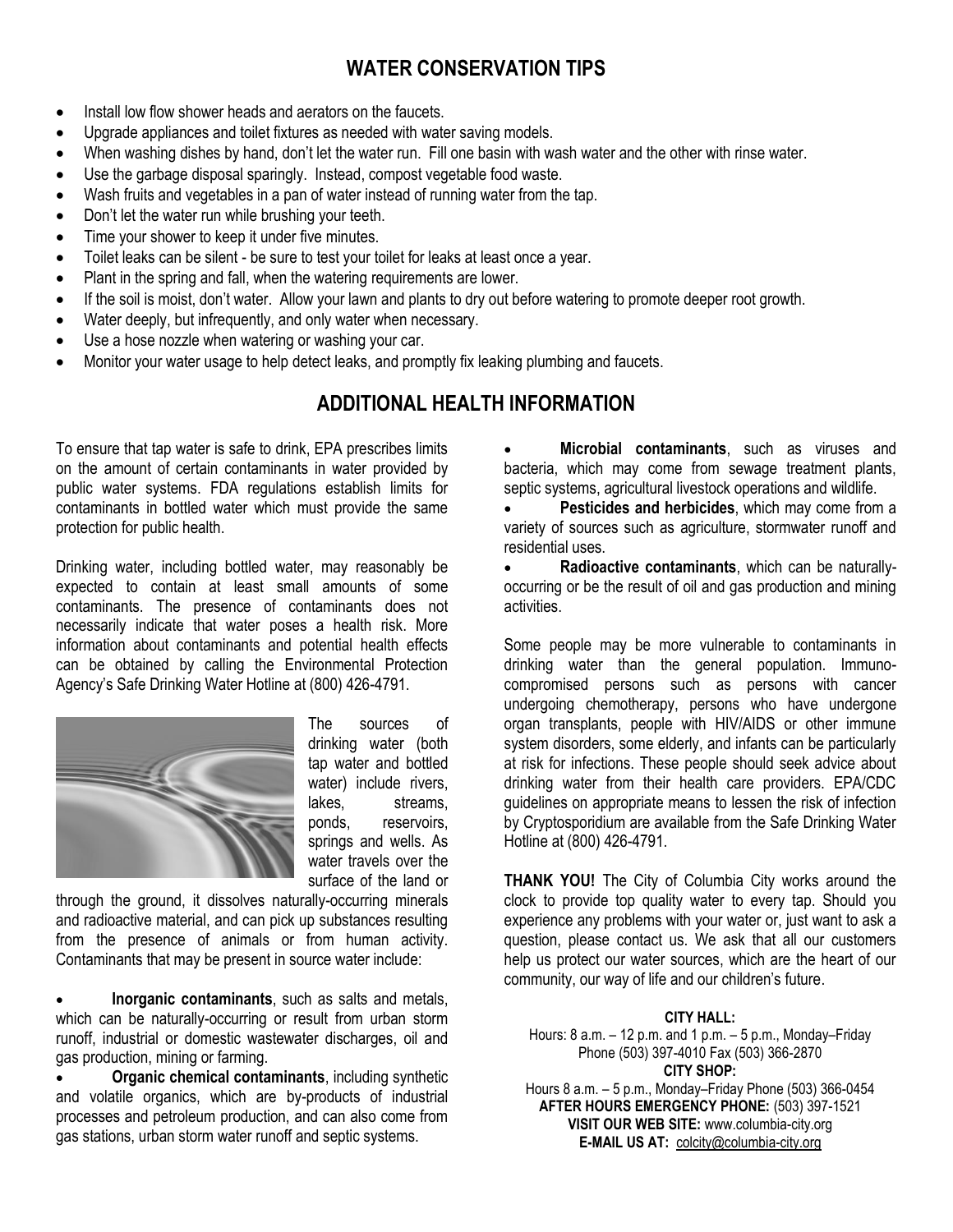## WATER CONSERVATION TIPS

- Install low flow shower heads and aerators on the faucets.
- Upgrade appliances and toilet fixtures as needed with water saving models.
- When washing dishes by hand, don't let the water run. Fill one basin with wash water and the other with rinse water.
- Use the garbage disposal sparingly. Instead, compost vegetable food waste.
- Wash fruits and vegetables in a pan of water instead of running water from the tap.
- Don't let the water run while brushing your teeth.
- Time your shower to keep it under five minutes.
- Toilet leaks can be silent - be sure to test your toilet for leaks at least once a year.
- Plant in the spring and fall, when the watering requirements are lower.
- If the soil is moist, don't water. Allow your lawn and plants to dry out before watering to promote deeper root growth.
- Water deeply, but infrequently, and only water when necessary.
- Use a hose nozzle when watering or washing your car.
- Monitor your water usage to help detect leaks, and promptly fix leaking plumbing and faucets.

## ADDITIONAL HEALTH INFORMATION

To ensure that tap water is safe to drink, EPA prescribes limits on the amount of certain contaminants in water provided by public water systems. FDA regulations establish limits for contaminants in bottled water which must provide the same protection for public health.

Drinking water, including bottled water, may reasonably be expected to contain at least small amounts of some contaminants. The presence of contaminants does not necessarily indicate that water poses a health risk. More information about contaminants and potential health effects can be obtained by calling the Environmental Protection Agency's Safe Drinking Water Hotline at (800) 426-4791.

The sources of drinking water (both tap water and bottled water) include rivers, lakes, streams, ponds, reservoirs, springs and wells. As water travels over the surface of the land or through the ground, it dissolves naturally-occurring minerals and radioactive material, and can pick up substances resulting from the presence of animals or from human activity. Contaminants that may be present in source water include:

- **Inorganic contaminants**, such as salts and metals, which can be naturally-occurring or result from urban storm runoff, industrial or domestic wastewater discharges, oil and gas production, mining or farming.
- **Organic chemical contaminants**, including synthetic and volatile organics, which are by-products of industrial processes and petroleum production, and can also come from gas stations, urban storm water runoff and septic systems.
- **Microbial contaminants**, such as viruses and bacteria, which may come from sewage treatment plants, septic systems, agricultural livestock operations and wildlife.
- **Pesticides and herbicides**, which may come from a variety of sources such as agriculture, stormwater runoff and residential uses.
- **Radioactive contaminants**, which can be naturally-occurring or be the result of oil and gas production and mining activities.

Some people may be more vulnerable to contaminants in drinking water than the general population. Immuno-compromised persons such as persons with cancer undergoing chemotherapy, persons who have undergone organ transplants, people with HIV/AIDS or other immune system disorders, some elderly, and infants can be particularly at risk for infections. These people should seek advice about drinking water from their health care providers. EPA/CDC guidelines on appropriate means to lessen the risk of infection by Cryptosporidium are available from the Safe Drinking Water Hotline at (800) 426-4791.

**THANK YOU!** The City of Columbia City works around the clock to provide top quality water to every tap. Should you experience any problems with your water or, just want to ask a question, please contact us. We ask that all our customers help us protect our water sources, which are the heart of our community, our way of life and our children's future.

**CITY HALL:**
Hours: 8 a.m. – 12 p.m. and 1 p.m. – 5 p.m., Monday–Friday
Phone (503) 397-4010 Fax (503) 366-2870
**CITY SHOP:**
Hours 8 a.m. – 5 p.m., Monday–Friday Phone (503) 366-0454
**AFTER HOURS EMERGENCY PHONE:** (503) 397-1521
**VISIT OUR WEB SITE:** www.columbia-city.org
**E-MAIL US AT:** colcity@columbia-city.org